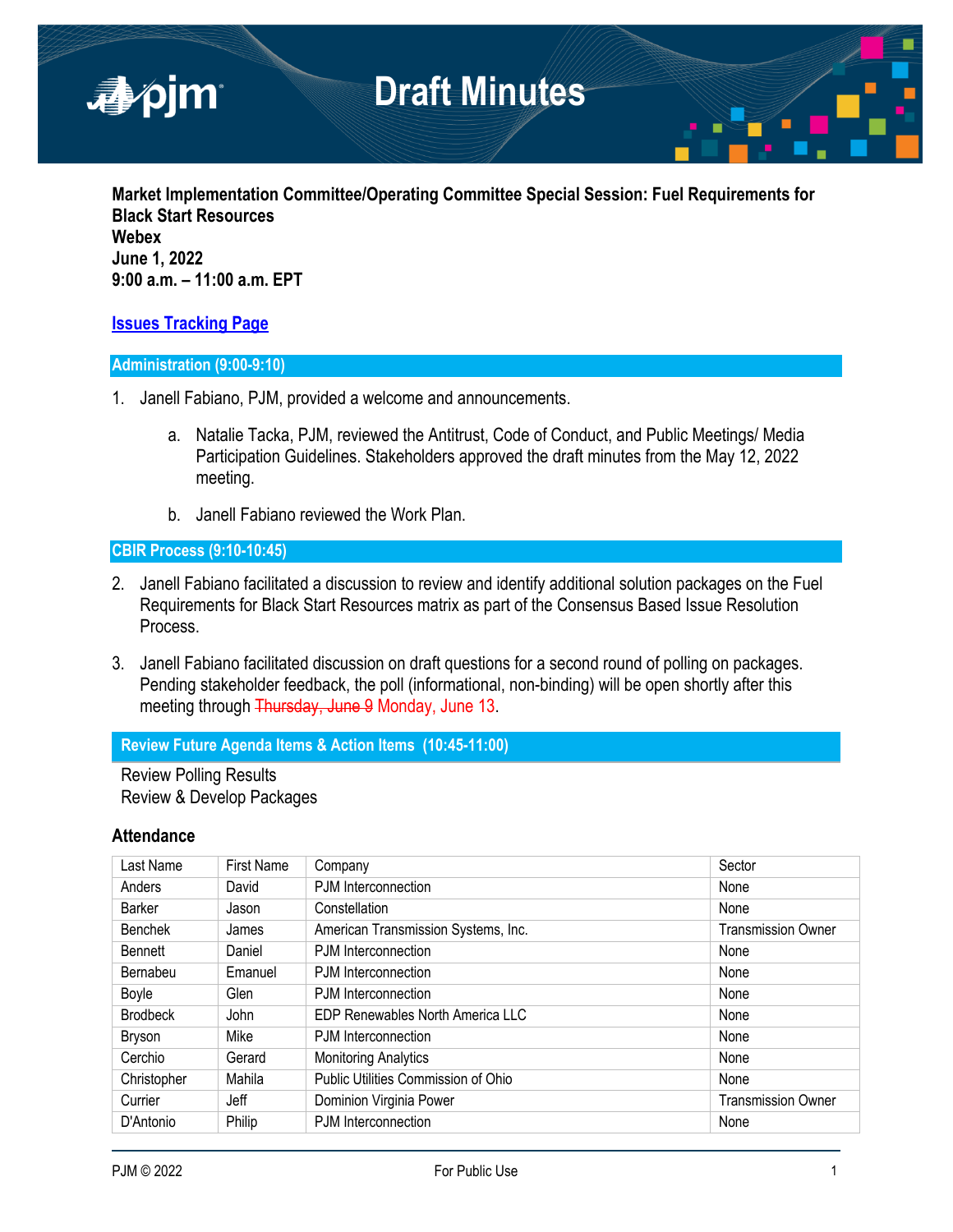# Draft Minutes

**Market Implementation Committee/Operating Committee Special Session: Fuel Requirements for Black Start Resources**
**Webex**
**June 1, 2022**
**9:00 a.m. – 11:00 a.m. EPT**

[Issues Tracking Page]

## Administration (9:00-9:10)

1. Janell Fabiano, PJM, provided a welcome and announcements.

   a. Natalie Tacka, PJM, reviewed the Antitrust, Code of Conduct, and Public Meetings/ Media Participation Guidelines. Stakeholders approved the draft minutes from the May 12, 2022 meeting.

   b. Janell Fabiano reviewed the Work Plan.

## CBIR Process (9:10-10:45)

2. Janell Fabiano facilitated a discussion to review and identify additional solution packages on the Fuel Requirements for Black Start Resources matrix as part of the Consensus Based Issue Resolution Process.

3. Janell Fabiano facilitated discussion on draft questions for a second round of polling on packages. Pending stakeholder feedback, the poll (informational, non-binding) will be open shortly after this meeting through ~~Thursday, June 9~~ Monday, June 13.

## Review Future Agenda Items & Action Items (10:45-11:00)

Review Polling Results
Review & Develop Packages

### Attendance

| Last Name | First Name | Company | Sector |
|---|---|---|---|
| Anders | David | PJM Interconnection | None |
| Barker | Jason | Constellation | None |
| Benchek | James | American Transmission Systems, Inc. | Transmission Owner |
| Bennett | Daniel | PJM Interconnection | None |
| Bernabeu | Emanuel | PJM Interconnection | None |
| Boyle | Glen | PJM Interconnection | None |
| Brodbeck | John | EDP Renewables North America LLC | None |
| Bryson | Mike | PJM Interconnection | None |
| Cerchio | Gerard | Monitoring Analytics | None |
| Christopher | Mahila | Public Utilities Commission of Ohio | None |
| Currier | Jeff | Dominion Virginia Power | Transmission Owner |
| D'Antonio | Philip | PJM Interconnection | None |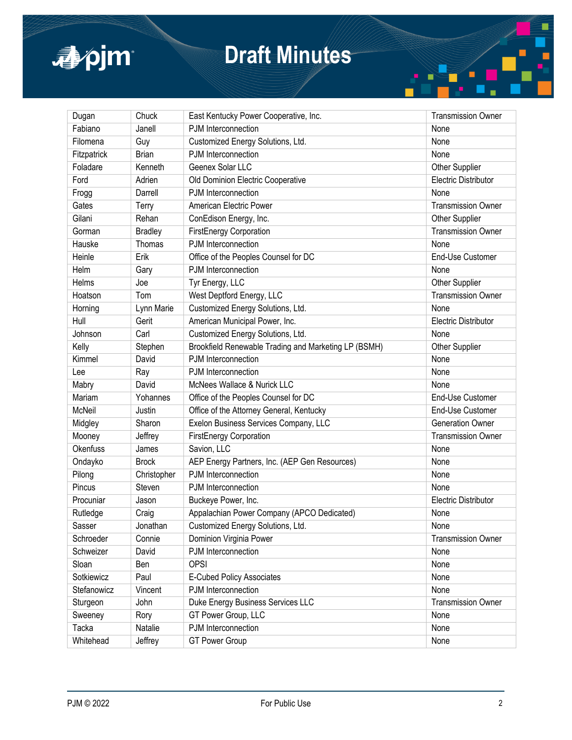| Dugan | Chuck | East Kentucky Power Cooperative, Inc. | Transmission Owner |
|---|---|---|---|
| Fabiano | Janell | PJM Interconnection | None |
| Filomena | Guy | Customized Energy Solutions, Ltd. | None |
| Fitzpatrick | Brian | PJM Interconnection | None |
| Foladare | Kenneth | Geenex Solar LLC | Other Supplier |
| Ford | Adrien | Old Dominion Electric Cooperative | Electric Distributor |
| Frogg | Darrell | PJM Interconnection | None |
| Gates | Terry | American Electric Power | Transmission Owner |
| Gilani | Rehan | ConEdison Energy, Inc. | Other Supplier |
| Gorman | Bradley | FirstEnergy Corporation | Transmission Owner |
| Hauske | Thomas | PJM Interconnection | None |
| Heinle | Erik | Office of the Peoples Counsel for DC | End-Use Customer |
| Helm | Gary | PJM Interconnection | None |
| Helms | Joe | Tyr Energy, LLC | Other Supplier |
| Hoatson | Tom | West Deptford Energy, LLC | Transmission Owner |
| Horning | Lynn Marie | Customized Energy Solutions, Ltd. | None |
| Hull | Gerit | American Municipal Power, Inc. | Electric Distributor |
| Johnson | Carl | Customized Energy Solutions, Ltd. | None |
| Kelly | Stephen | Brookfield Renewable Trading and Marketing LP (BSMH) | Other Supplier |
| Kimmel | David | PJM Interconnection | None |
| Lee | Ray | PJM Interconnection | None |
| Mabry | David | McNees Wallace & Nurick LLC | None |
| Mariam | Yohannes | Office of the Peoples Counsel for DC | End-Use Customer |
| McNeil | Justin | Office of the Attorney General, Kentucky | End-Use Customer |
| Midgley | Sharon | Exelon Business Services Company, LLC | Generation Owner |
| Mooney | Jeffrey | FirstEnergy Corporation | Transmission Owner |
| Okenfuss | James | Savion, LLC | None |
| Ondayko | Brock | AEP Energy Partners, Inc. (AEP Gen Resources) | None |
| Pilong | Christopher | PJM Interconnection | None |
| Pincus | Steven | PJM Interconnection | None |
| Procuniar | Jason | Buckeye Power, Inc. | Electric Distributor |
| Rutledge | Craig | Appalachian Power Company (APCO Dedicated) | None |
| Sasser | Jonathan | Customized Energy Solutions, Ltd. | None |
| Schroeder | Connie | Dominion Virginia Power | Transmission Owner |
| Schweizer | David | PJM Interconnection | None |
| Sloan | Ben | OPSI | None |
| Sotkiewicz | Paul | E-Cubed Policy Associates | None |
| Stefanowicz | Vincent | PJM Interconnection | None |
| Sturgeon | John | Duke Energy Business Services LLC | Transmission Owner |
| Sweeney | Rory | GT Power Group, LLC | None |
| Tacka | Natalie | PJM Interconnection | None |
| Whitehead | Jeffrey | GT Power Group | None |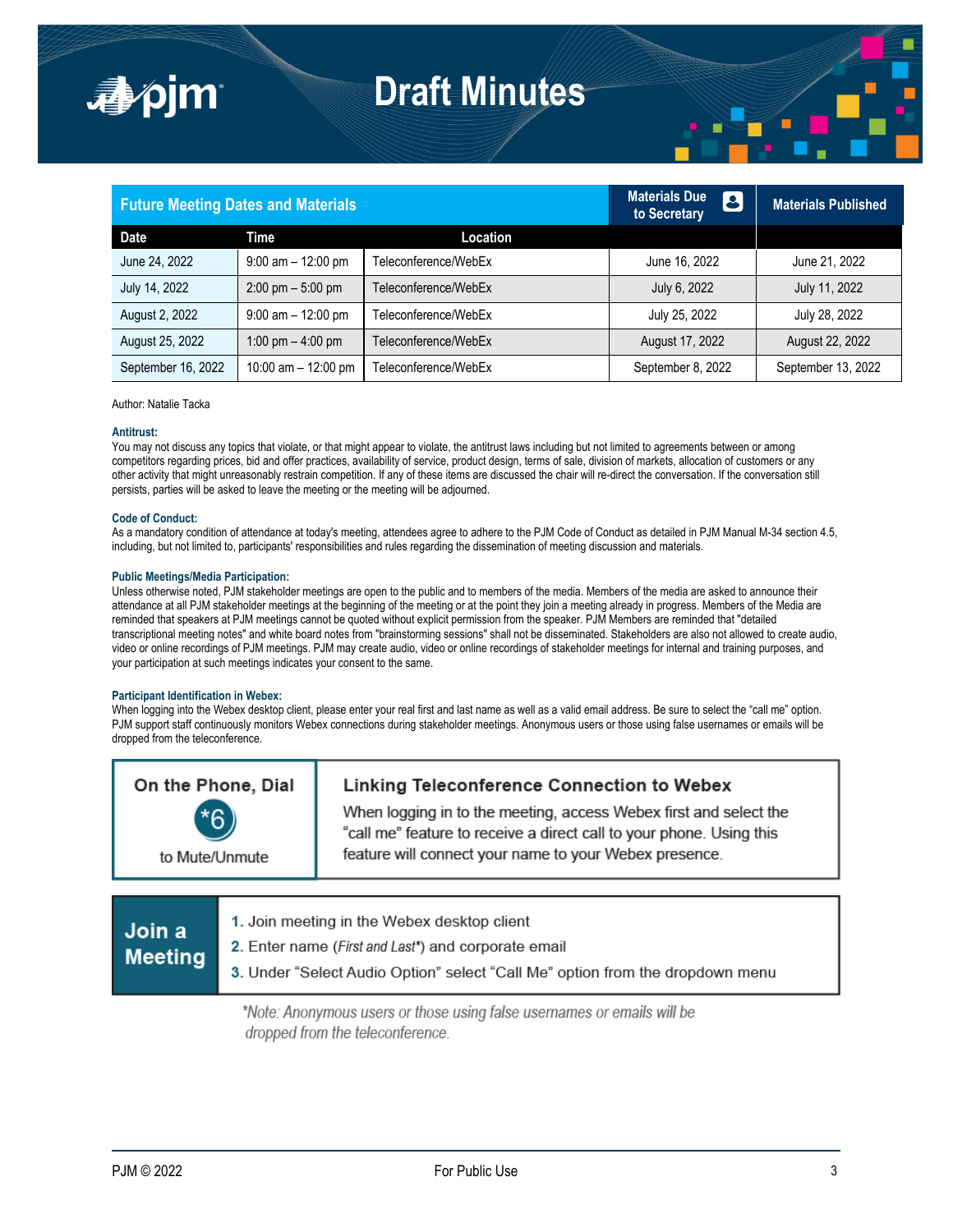# Draft Minutes

| Future Meeting Dates and Materials | | | Materials Due to Secretary | Materials Published |
|---|---|---|---|---|
| **Date** | **Time** | **Location** | | |
| June 24, 2022 | 9:00 am – 12:00 pm | Teleconference/WebEx | June 16, 2022 | June 21, 2022 |
| July 14, 2022 | 2:00 pm – 5:00 pm | Teleconference/WebEx | July 6, 2022 | July 11, 2022 |
| August 2, 2022 | 9:00 am – 12:00 pm | Teleconference/WebEx | July 25, 2022 | July 28, 2022 |
| August 25, 2022 | 1:00 pm – 4:00 pm | Teleconference/WebEx | August 17, 2022 | August 22, 2022 |
| September 16, 2022 | 10:00 am – 12:00 pm | Teleconference/WebEx | September 8, 2022 | September 13, 2022 |

Author: Natalie Tacka

**Antitrust:**

You may not discuss any topics that violate, or that might appear to violate, the antitrust laws including but not limited to agreements between or among competitors regarding prices, bid and offer practices, availability of service, product design, terms of sale, division of markets, allocation of customers or any other activity that might unreasonably restrain competition. If any of these items are discussed the chair will re-direct the conversation. If the conversation still persists, parties will be asked to leave the meeting or the meeting will be adjourned.

**Code of Conduct:**

As a mandatory condition of attendance at today's meeting, attendees agree to adhere to the PJM Code of Conduct as detailed in PJM Manual M-34 section 4.5, including, but not limited to, participants' responsibilities and rules regarding the dissemination of meeting discussion and materials.

**Public Meetings/Media Participation:**

Unless otherwise noted, PJM stakeholder meetings are open to the public and to members of the media. Members of the media are asked to announce their attendance at all PJM stakeholder meetings at the beginning of the meeting or at the point they join a meeting already in progress. Members of the Media are reminded that speakers at PJM meetings cannot be quoted without explicit permission from the speaker. PJM Members are reminded that "detailed transcriptional meeting notes" and white board notes from "brainstorming sessions" shall not be disseminated. Stakeholders are also not allowed to create audio, video or online recordings of PJM meetings. PJM may create audio, video or online recordings of stakeholder meetings for internal and training purposes, and your participation at such meetings indicates your consent to the same.

**Participant Identification in Webex:**

When logging into the Webex desktop client, please enter your real first and last name as well as a valid email address. Be sure to select the "call me" option. PJM support staff continuously monitors Webex connections during stakeholder meetings. Anonymous users or those using false usernames or emails will be dropped from the teleconference.

**On the Phone, Dial** *6 to Mute/Unmute

**Linking Teleconference Connection to Webex**

When logging in to the meeting, access Webex first and select the "call me" feature to receive a direct call to your phone. Using this feature will connect your name to your Webex presence.

**Join a Meeting**

1. Join meeting in the Webex desktop client
2. Enter name (*First and Last**) and corporate email
3. Under "Select Audio Option" select "Call Me" option from the dropdown menu

*\*Note: Anonymous users or those using false usernames or emails will be dropped from the teleconference.*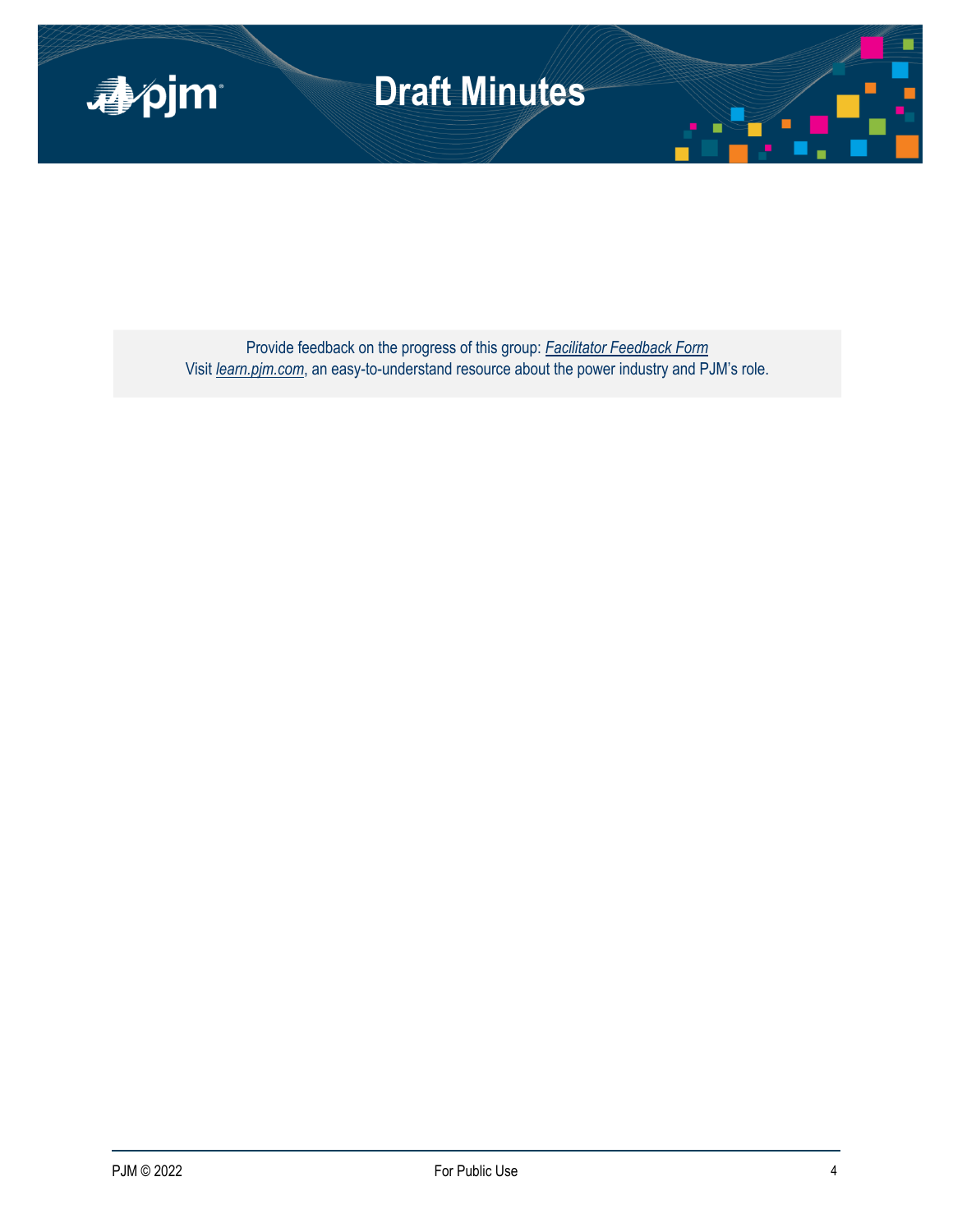Provide feedback on the progress of this group: *Facilitator Feedback Form*

Visit *learn.pjm.com*, an easy-to-understand resource about the power industry and PJM's role.